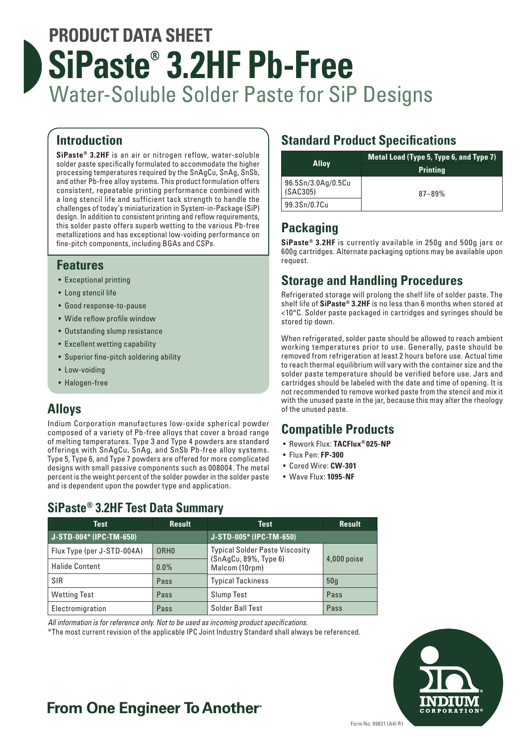# PRODUCT DATA SHEET

# SiPaste® 3.2HF Pb-Free

## Water-Soluble Solder Paste for SiP Designs

## Introduction

**SiPaste® 3.2HF** is an air or nitrogen reflow, water-soluble solder paste specifically formulated to accommodate the higher processing temperatures required by the SnAgCu, SnAg, SnSb, and other Pb-free alloy systems. This product formulation offers consistent, repeatable printing performance combined with a long stencil life and sufficient tack strength to handle the challenges of today's miniaturization in System-in-Package (SiP) design. In addition to consistent printing and reflow requirements, this solder paste offers superb wetting to the various Pb-free metallizations and has exceptional low-voiding performance on fine-pitch components, including BGAs and CSPs.

## Features

- Exceptional printing
- Long stencil life
- Good response-to-pause
- Wide reflow profile window
- Outstanding slump resistance
- Excellent wetting capability
- Superior fine-pitch soldering ability
- Low-voiding
- Halogen-free

## Alloys

Indium Corporation manufactures low-oxide spherical powder composed of a variety of Pb-free alloys that cover a broad range of melting temperatures. Type 3 and Type 4 powders are standard offerings with SnAgCu, SnAg, and SnSb Pb-free alloy systems. Type 5, Type 6, and Type 7 powders are offered for more complicated designs with small passive components such as 008004. The metal percent is the weight percent of the solder powder in the solder paste and is dependent upon the powder type and application.

## Standard Product Specifications

| Alloy | Metal Load (Type 5, Type 6, and Type 7) |
|---|---|
| | Printing |
| 96.5Sn/3.0Ag/0.5Cu (SAC305) | 87–89% |
| 99.3Sn/0.7Cu | |

## Packaging

**SiPaste® 3.2HF** is currently available in 250g and 500g jars or 600g cartridges. Alternate packaging options may be available upon request.

## Storage and Handling Procedures

Refrigerated storage will prolong the shelf life of solder paste. The shelf life of **SiPaste® 3.2HF** is no less than 6 months when stored at <10°C. Solder paste packaged in cartridges and syringes should be stored tip down.

When refrigerated, solder paste should be allowed to reach ambient working temperatures prior to use. Generally, paste should be removed from refrigeration at least 2 hours before use. Actual time to reach thermal equilibrium will vary with the container size and the solder paste temperature should be verified before use. Jars and cartridges should be labeled with the date and time of opening. It is not recommended to remove worked paste from the stencil and mix it with the unused paste in the jar, because this may alter the rheology of the unused paste.

## Compatible Products

- Rework Flux: **TACFlux® 025-NP**
- Flux Pen: **FP-300**
- Cored Wire: **CW-301**
- Wave Flux: **1095-NF**

## SiPaste® 3.2HF Test Data Summary

| Test | Result | Test | Result |
|---|---|---|---|
| J-STD-004* (IPC-TM-650) | | J-STD-005* (IPC-TM-650) | |
| Flux Type (per J-STD-004A) | ORH0 | Typical Solder Paste Viscosity (SnAgCu, 89%, Type 6) Malcom (10rpm) | 4,000 poise |
| Halide Content | 0.0% | | |
| SIR | Pass | Typical Tackiness | 50g |
| Wetting Test | Pass | Slump Test | Pass |
| Electromigration | Pass | Solder Ball Test | Pass |

*All information is for reference only. Not to be used as incoming product specifications.*

*The most current revision of the applicable IPC Joint Industry Standard shall always be referenced.

From One Engineer To Another®

INDIUM CORPORATION®

Form No. 99821 (A4) R1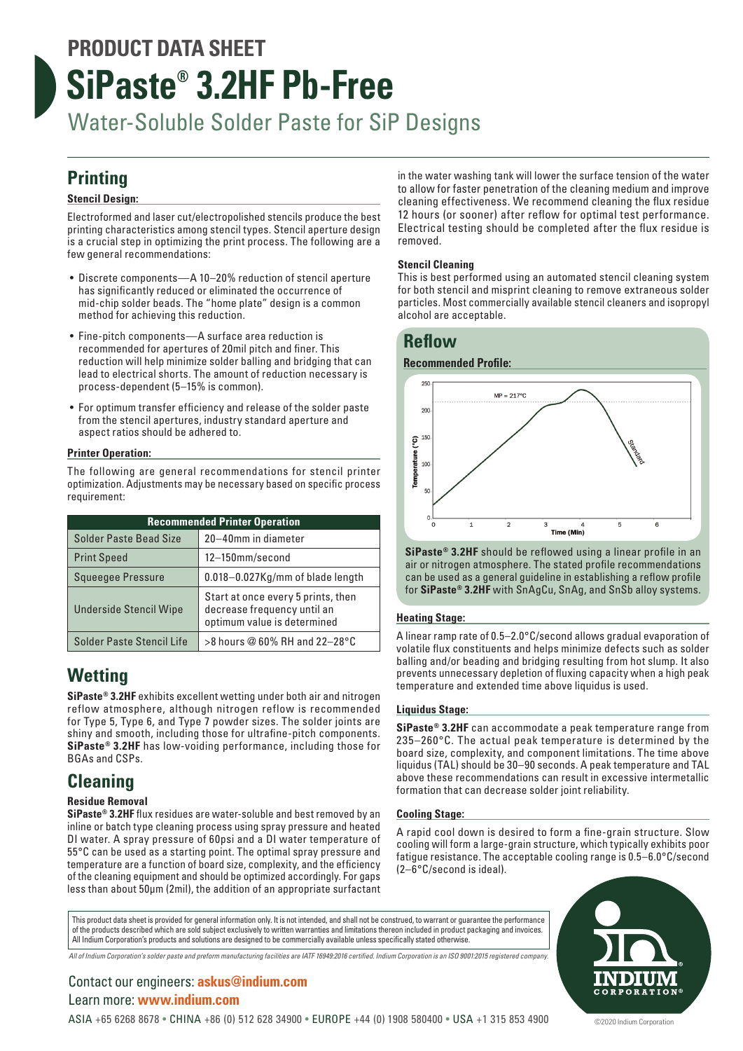# PRODUCT DATA SHEET

# SiPaste® 3.2HF Pb-Free

## Water-Soluble Solder Paste for SiP Designs

## Printing

### Stencil Design:

Electroformed and laser cut/electropolished stencils produce the best printing characteristics among stencil types. Stencil aperture design is a crucial step in optimizing the print process. The following are a few general recommendations:

- Discrete components—A 10–20% reduction of stencil aperture has significantly reduced or eliminated the occurrence of mid-chip solder beads. The "home plate" design is a common method for achieving this reduction.
- Fine-pitch components—A surface area reduction is recommended for apertures of 20mil pitch and finer. This reduction will help minimize solder balling and bridging that can lead to electrical shorts. The amount of reduction necessary is process-dependent (5–15% is common).
- For optimum transfer efficiency and release of the solder paste from the stencil apertures, industry standard aperture and aspect ratios should be adhered to.

### Printer Operation:

The following are general recommendations for stencil printer optimization. Adjustments may be necessary based on specific process requirement:

| Recommended Printer Operation | |
|---|---|
| Solder Paste Bead Size | 20–40mm in diameter |
| Print Speed | 12–150mm/second |
| Squeegee Pressure | 0.018–0.027Kg/mm of blade length |
| Underside Stencil Wipe | Start at once every 5 prints, then decrease frequency until an optimum value is determined |
| Solder Paste Stencil Life | >8 hours @ 60% RH and 22–28°C |

## Wetting

**SiPaste® 3.2HF** exhibits excellent wetting under both air and nitrogen reflow atmosphere, although nitrogen reflow is recommended for Type 5, Type 6, and Type 7 powder sizes. The solder joints are shiny and smooth, including those for ultrafine-pitch components. **SiPaste® 3.2HF** has low-voiding performance, including those for BGAs and CSPs.

## Cleaning

### Residue Removal

**SiPaste® 3.2HF** flux residues are water-soluble and best removed by an inline or batch type cleaning process using spray pressure and heated DI water. A spray pressure of 60psi and a DI water temperature of 55°C can be used as a starting point. The optimal spray pressure and temperature are a function of board size, complexity, and the efficiency of the cleaning equipment and should be optimized accordingly. For gaps less than about 50μm (2mil), the addition of an appropriate surfactant in the water washing tank will lower the surface tension of the water to allow for faster penetration of the cleaning medium and improve cleaning effectiveness. We recommend cleaning the flux residue 12 hours (or sooner) after reflow for optimal test performance. Electrical testing should be completed after the flux residue is removed.

### Stencil Cleaning

This is best performed using an automated stencil cleaning system for both stencil and misprint cleaning to remove extraneous solder particles. Most commercially available stencil cleaners and isopropyl alcohol are acceptable.

## Reflow

### Recommended Profile:

MP = 217°C

Standard

Temperature (°C): 0, 50, 100, 150, 200, 250

Time (Min): 0, 1, 2, 3, 4, 5, 6

**SiPaste® 3.2HF** should be reflowed using a linear profile in an air or nitrogen atmosphere. The stated profile recommendations can be used as a general guideline in establishing a reflow profile for **SiPaste® 3.2HF** with SnAgCu, SnAg, and SnSb alloy systems.

### Heating Stage:

A linear ramp rate of 0.5–2.0°C/second allows gradual evaporation of volatile flux constituents and helps minimize defects such as solder balling and/or beading and bridging resulting from hot slump. It also prevents unnecessary depletion of fluxing capacity when a high peak temperature and extended time above liquidus is used.

### Liquidus Stage:

**SiPaste® 3.2HF** can accommodate a peak temperature range from 235–260°C. The actual peak temperature is determined by the board size, complexity, and component limitations. The time above liquidus (TAL) should be 30–90 seconds. A peak temperature and TAL above these recommendations can result in excessive intermetallic formation that can decrease solder joint reliability.

### Cooling Stage:

A rapid cool down is desired to form a fine-grain structure. Slow cooling will form a large-grain structure, which typically exhibits poor fatigue resistance. The acceptable cooling range is 0.5–6.0°C/second (2–6°C/second is ideal).

This product data sheet is provided for general information only. It is not intended, and shall not be construed, to warrant or guarantee the performance of the products described which are sold subject exclusively to written warranties and limitations thereon included in product packaging and invoices. All Indium Corporation's products and solutions are designed to be commercially available unless specifically stated otherwise.

*All of Indium Corporation's solder paste and preform manufacturing facilities are IATF 16949:2016 certified. Indium Corporation is an ISO 9001:2015 registered company.*

Contact our engineers: **askus@indium.com**

Learn more: **www.indium.com**

ASIA +65 6268 8678 • CHINA +86 (0) 512 628 34900 • EUROPE +44 (0) 1908 580400 • USA +1 315 853 4900

INDIUM CORPORATION®

©2020 Indium Corporation